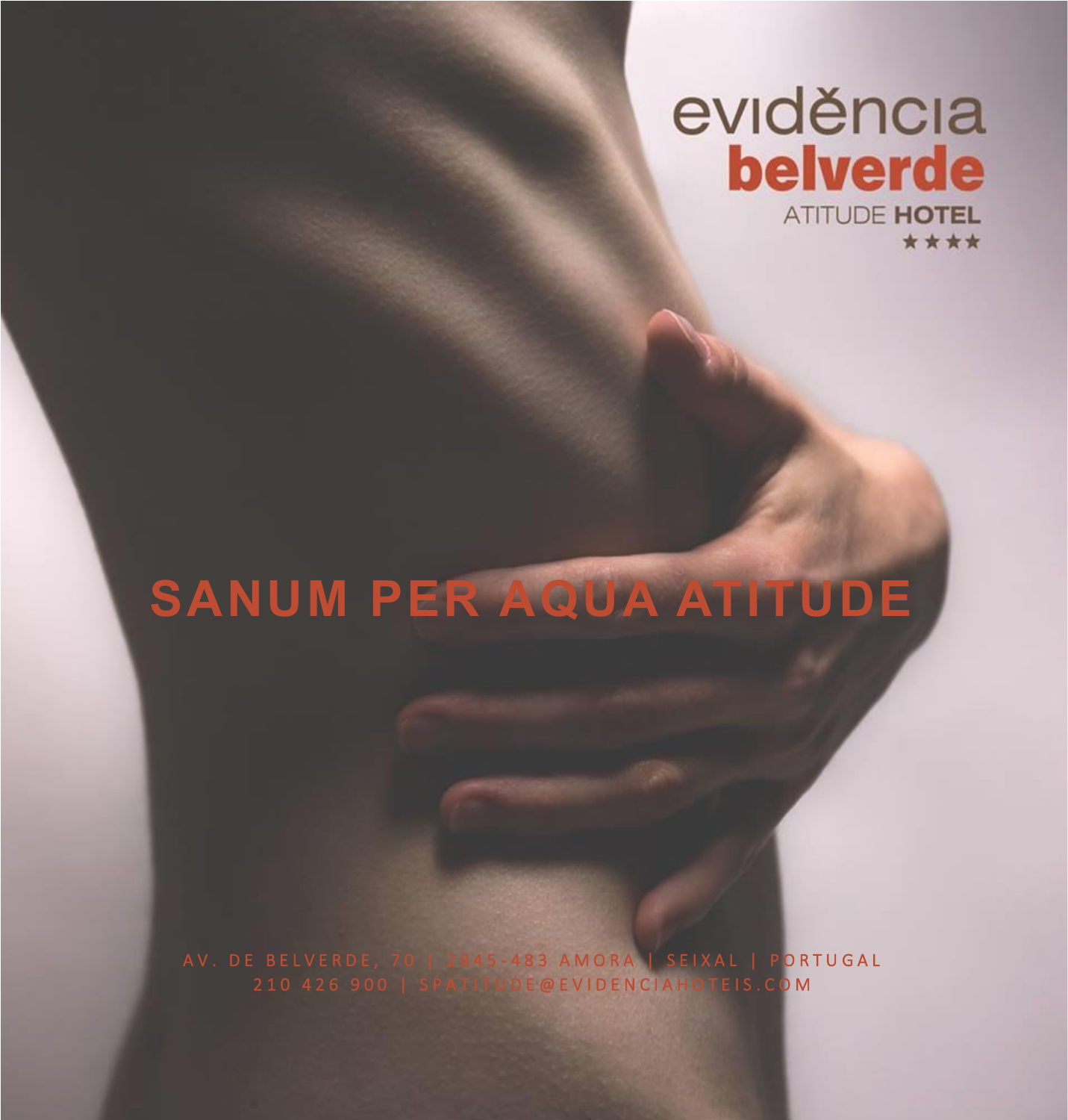evidência
**belverde**
ATITUDE **HOTEL**
★★★★

# SANUM PER AQUA ATITUDE

AV. DE BELVERDE, 70 | 2845-483 AMORA | SEIXAL | PORTUGAL
210 426 900 | SPATITUDE@EVIDENCIAHOTEIS.COM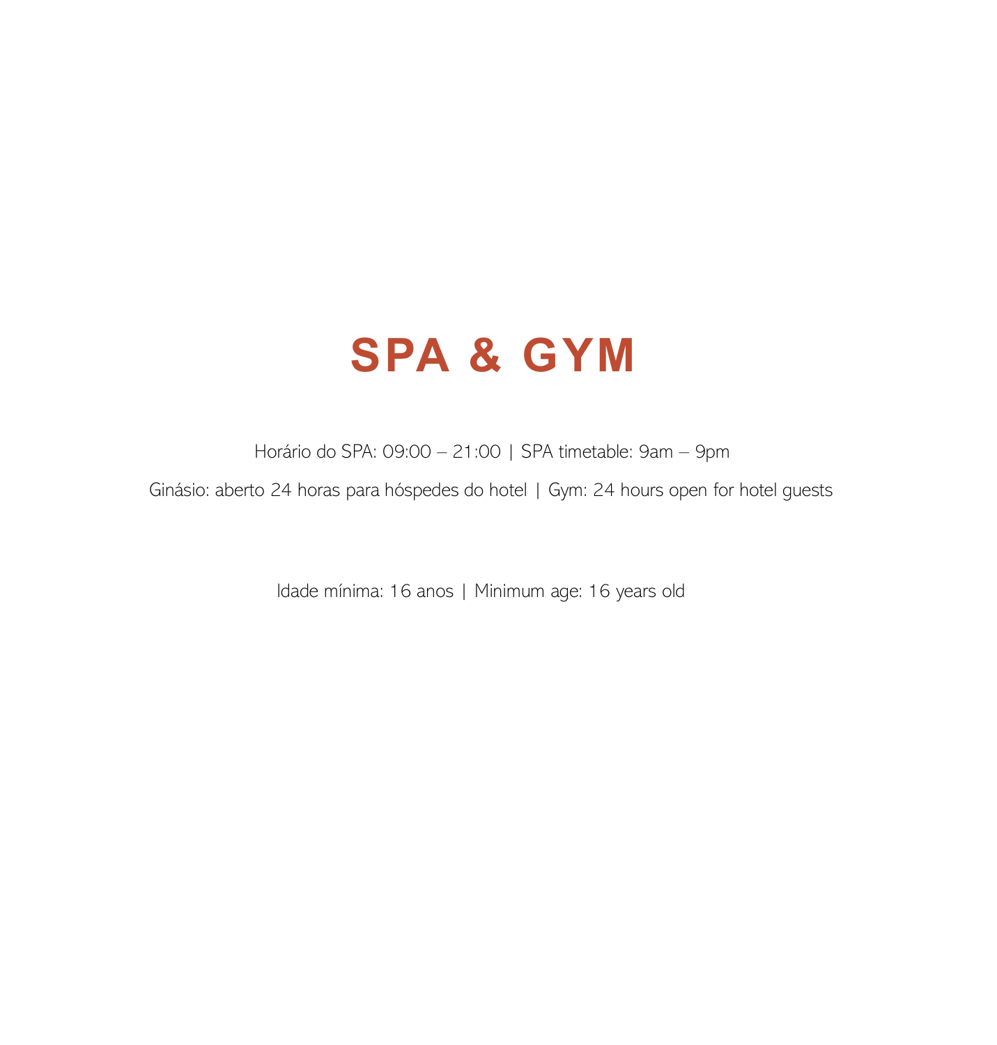# SPA & GYM

Horário do SPA: 09:00 – 21:00 | SPA timetable: 9am – 9pm

Ginásio: aberto 24 horas para hóspedes do hotel | Gym: 24 hours open for hotel guests

Idade mínima: 16 anos | Minimum age: 16 years old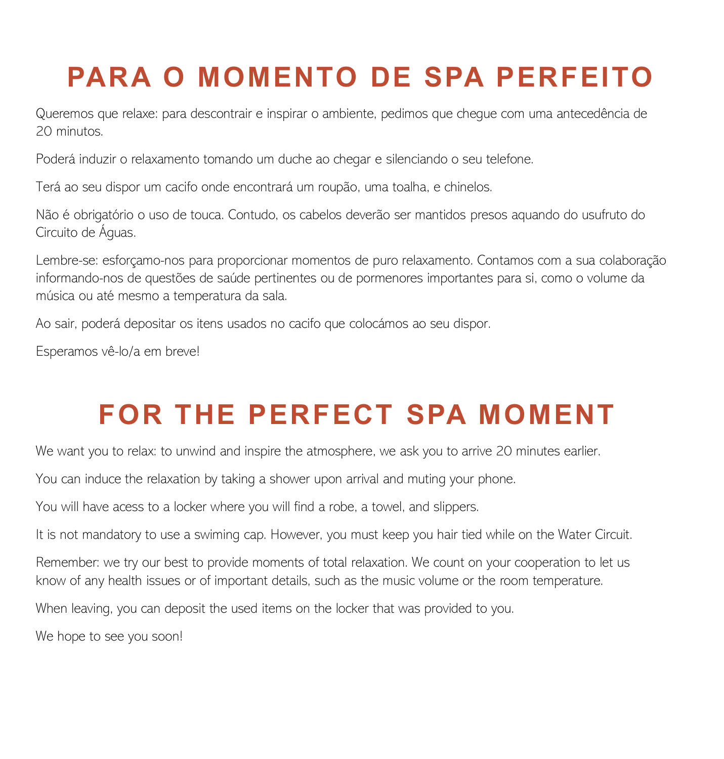# PARA O MOMENTO DE SPA PERFEITO

Queremos que relaxe: para descontrair e inspirar o ambiente, pedimos que chegue com uma antecedência de 20 minutos.

Poderá induzir o relaxamento tomando um duche ao chegar e silenciando o seu telefone.

Terá ao seu dispor um cacifo onde encontrará um roupão, uma toalha, e chinelos.

Não é obrigatório o uso de touca. Contudo, os cabelos deverão ser mantidos presos aquando do usufruto do Circuito de Águas.

Lembre-se: esforçamo-nos para proporcionar momentos de puro relaxamento. Contamos com a sua colaboração informando-nos de questões de saúde pertinentes ou de pormenores importantes para si, como o volume da música ou até mesmo a temperatura da sala.

Ao sair, poderá depositar os itens usados no cacifo que colocámos ao seu dispor.

Esperamos vê-lo/a em breve!

# FOR THE PERFECT SPA MOMENT

We want you to relax: to unwind and inspire the atmosphere, we ask you to arrive 20 minutes earlier.

You can induce the relaxation by taking a shower upon arrival and muting your phone.

You will have acess to a locker where you will find a robe, a towel, and slippers.

It is not mandatory to use a swiming cap. However, you must keep you hair tied while on the Water Circuit.

Remember: we try our best to provide moments of total relaxation. We count on your cooperation to let us know of any health issues or of important details, such as the music volume or the room temperature.

When leaving, you can deposit the used items on the locker that was provided to you.

We hope to see you soon!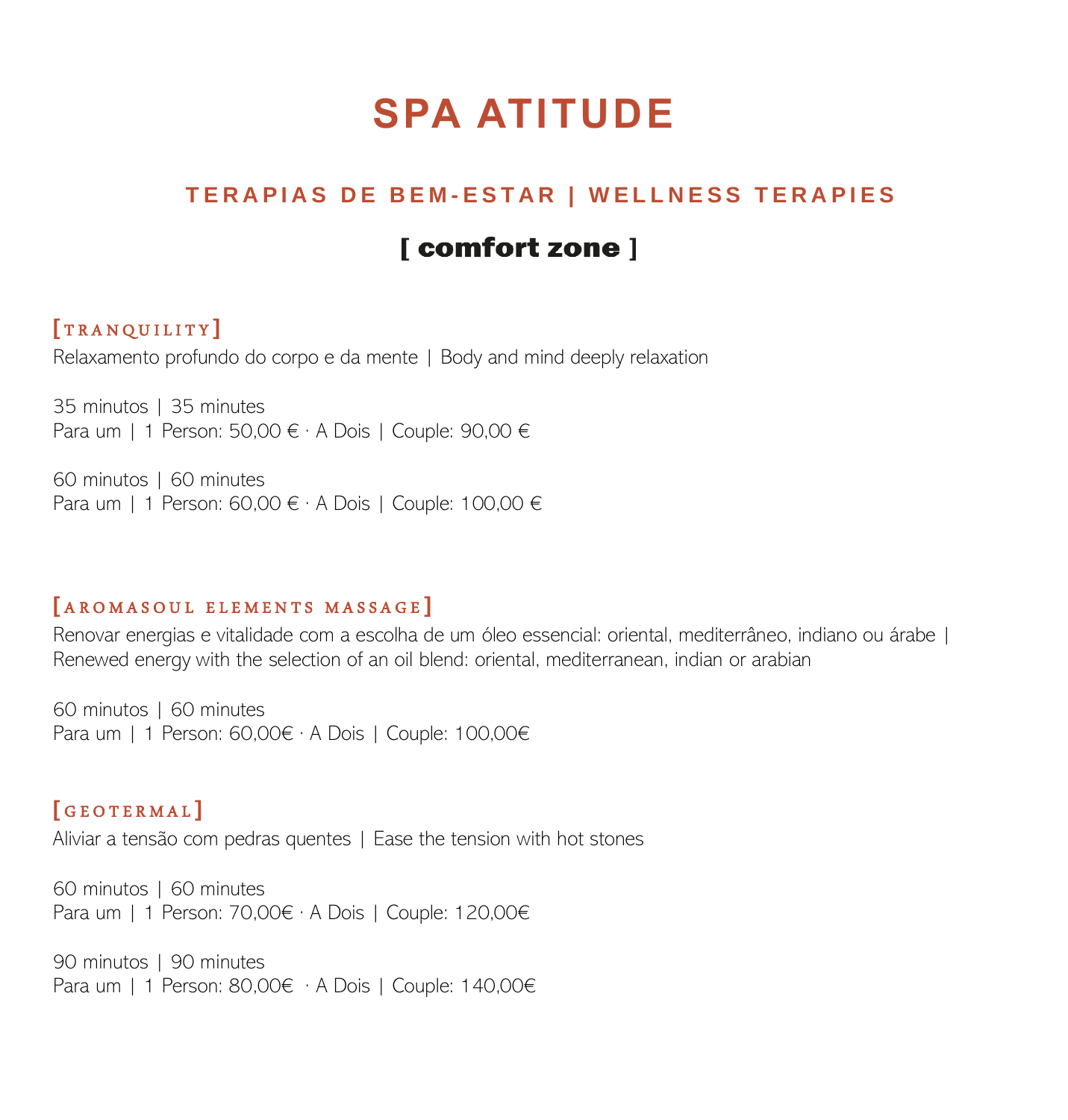# SPA ATITUDE

## TERAPIAS DE BEM-ESTAR | WELLNESS TERAPIES

### [ comfort zone ]

**[tranquility]**

Relaxamento profundo do corpo e da mente | Body and mind deeply relaxation

35 minutos | 35 minutes
Para um | 1 Person: 50,00 € · A Dois | Couple: 90,00 €

60 minutos | 60 minutes
Para um | 1 Person: 60,00 € · A Dois | Couple: 100,00 €

**[aromasoul elements massage]**

Renovar energias e vitalidade com a escolha de um óleo essencial: oriental, mediterrâneo, indiano ou árabe | Renewed energy with the selection of an oil blend: oriental, mediterranean, indian or arabian

60 minutos | 60 minutes
Para um | 1 Person: 60,00€ · A Dois | Couple: 100,00€

**[geotermal]**

Aliviar a tensão com pedras quentes | Ease the tension with hot stones

60 minutos | 60 minutes
Para um | 1 Person: 70,00€ · A Dois | Couple: 120,00€

90 minutos | 90 minutes
Para um | 1 Person: 80,00€ · A Dois | Couple: 140,00€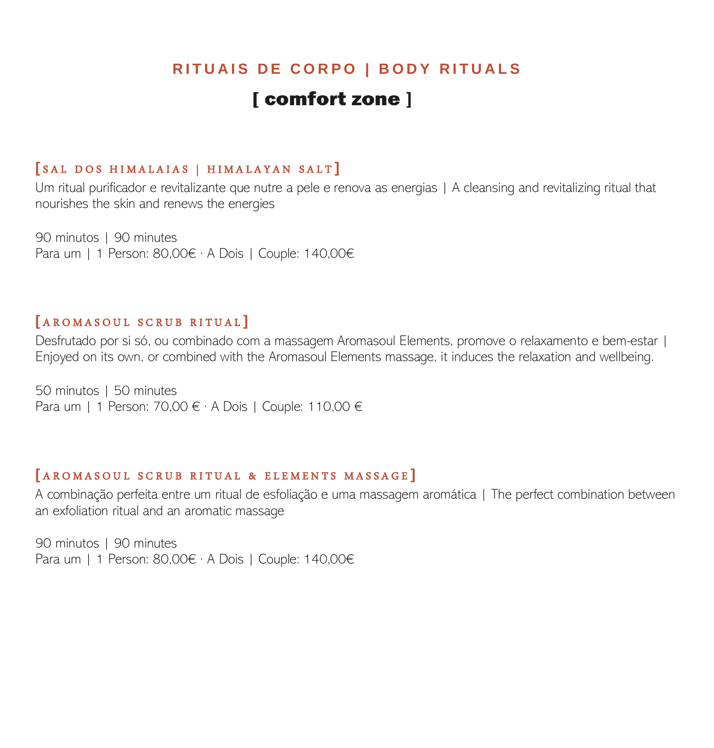# RITUAIS DE CORPO | BODY RITUALS

## [ comfort zone ]

### [SAL DOS HIMALAIAS | HIMALAYAN SALT]

Um ritual purificador e revitalizante que nutre a pele e renova as energias | A cleansing and revitalizing ritual that nourishes the skin and renews the energies

90 minutos | 90 minutes
Para um | 1 Person: 80,00€ · A Dois | Couple: 140,00€

### [AROMASOUL SCRUB RITUAL]

Desfrutado por si só, ou combinado com a massagem Aromasoul Elements, promove o relaxamento e bem-estar | Enjoyed on its own, or combined with the Aromasoul Elements massage, it induces the relaxation and wellbeing.

50 minutos | 50 minutes
Para um | 1 Person: 70,00 € · A Dois | Couple: 110,00 €

### [AROMASOUL SCRUB RITUAL & ELEMENTS MASSAGE]

A combinação perfeita entre um ritual de esfoliação e uma massagem aromática | The perfect combination between an exfoliation ritual and an aromatic massage

90 minutos | 90 minutes
Para um | 1 Person: 80,00€ · A Dois | Couple: 140,00€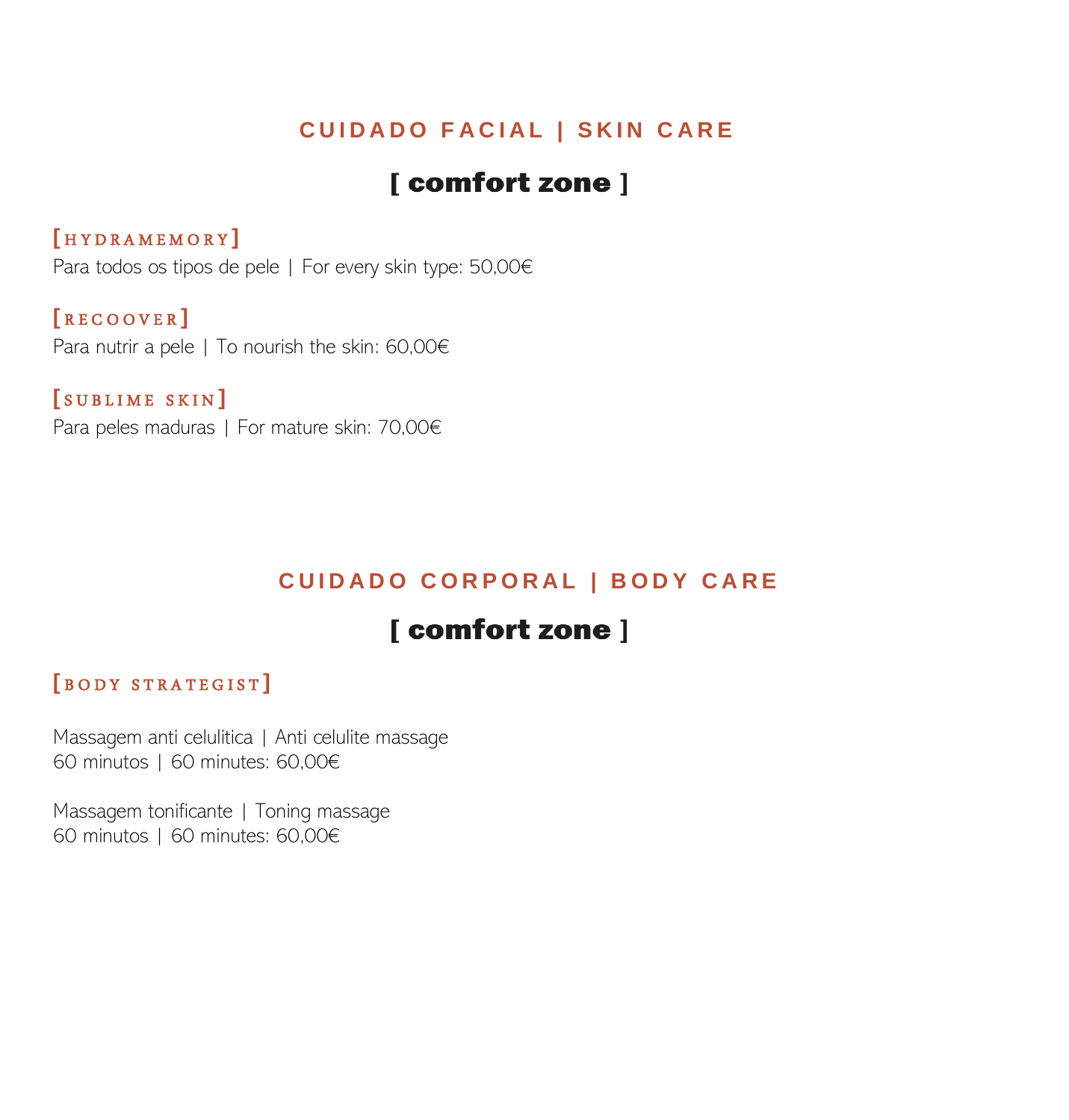## CUIDADO FACIAL | SKIN CARE

### [ comfort zone ]

**[HYDRAMEMORY]**
Para todos os tipos de pele | For every skin type: 50,00€

**[RECOOVER]**
Para nutrir a pele | To nourish the skin: 60,00€

**[SUBLIME SKIN]**
Para peles maduras | For mature skin: 70,00€

## CUIDADO CORPORAL | BODY CARE

### [ comfort zone ]

**[BODY STRATEGIST]**

Massagem anti celulitica | Anti celulite massage
60 minutos | 60 minutes: 60,00€

Massagem tonificante | Toning massage
60 minutos | 60 minutes: 60,00€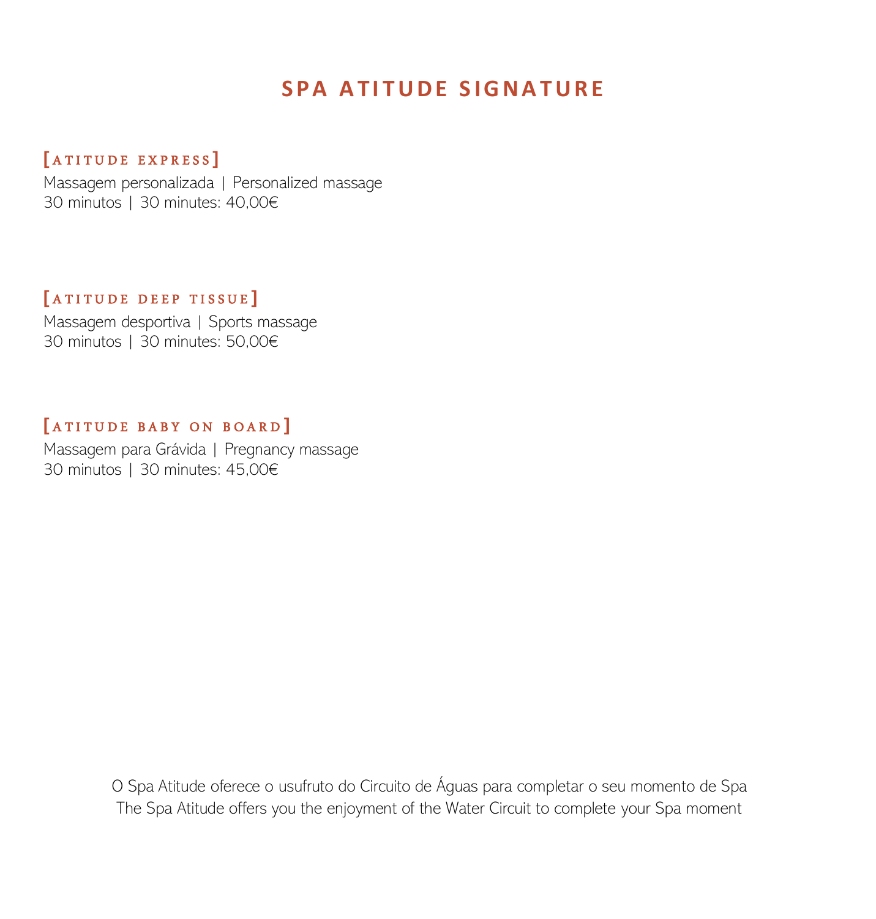# SPA ATITUDE SIGNATURE

### [atitude express]

Massagem personalizada | Personalized massage
30 minutos | 30 minutes: 40,00€

### [atitude deep tissue]

Massagem desportiva | Sports massage
30 minutos | 30 minutes: 50,00€

### [atitude baby on board]

Massagem para Grávida | Pregnancy massage
30 minutos | 30 minutes: 45,00€

O Spa Atitude oferece o usufruto do Circuito de Águas para completar o seu momento de Spa
The Spa Atitude offers you the enjoyment of the Water Circuit to complete your Spa moment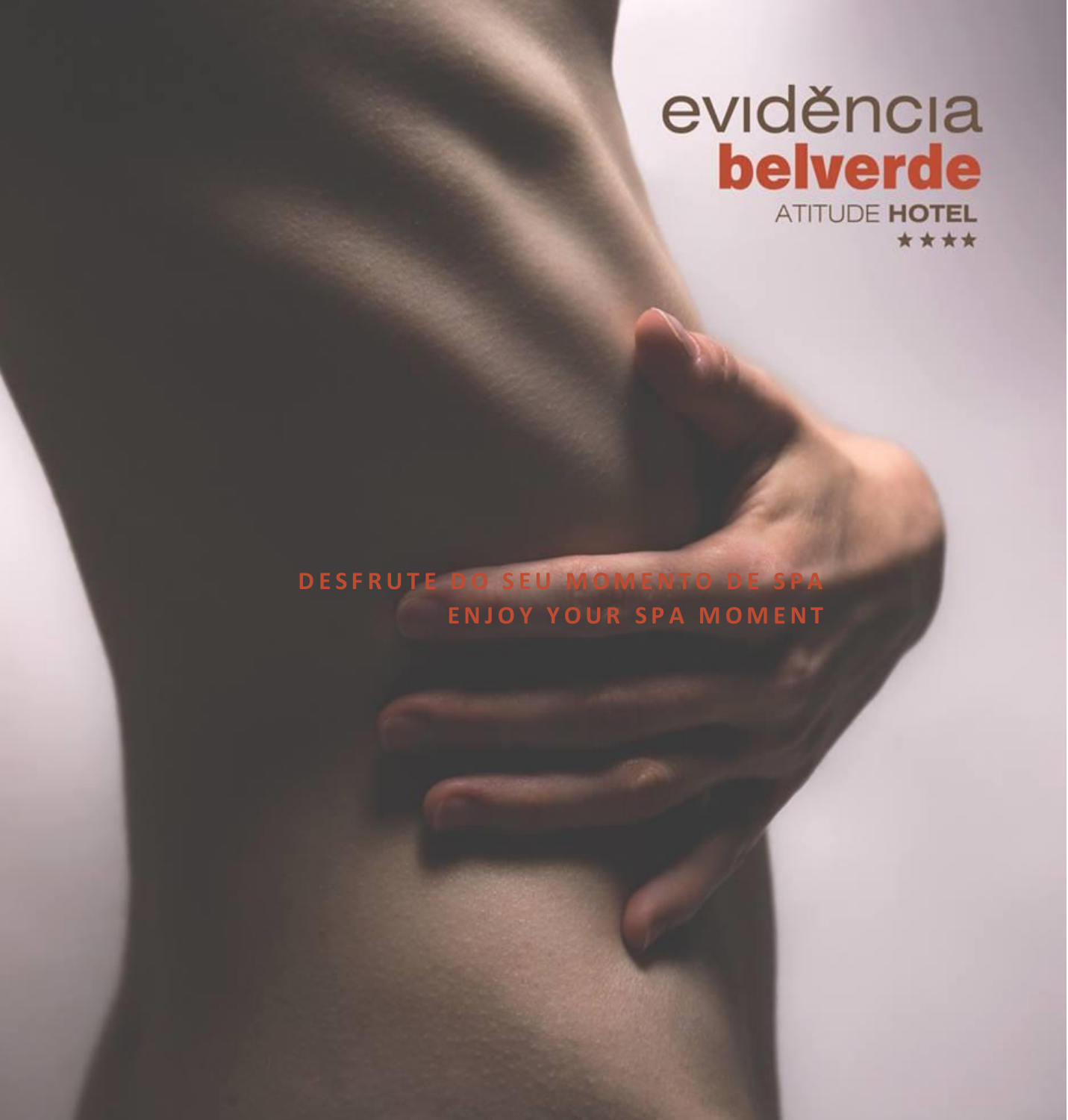evidência
**belverde**
ATITUDE **HOTEL**
★★★★

DESFRUTE DO SEU MOMENTO DE SPA
ENJOY YOUR SPA MOMENT